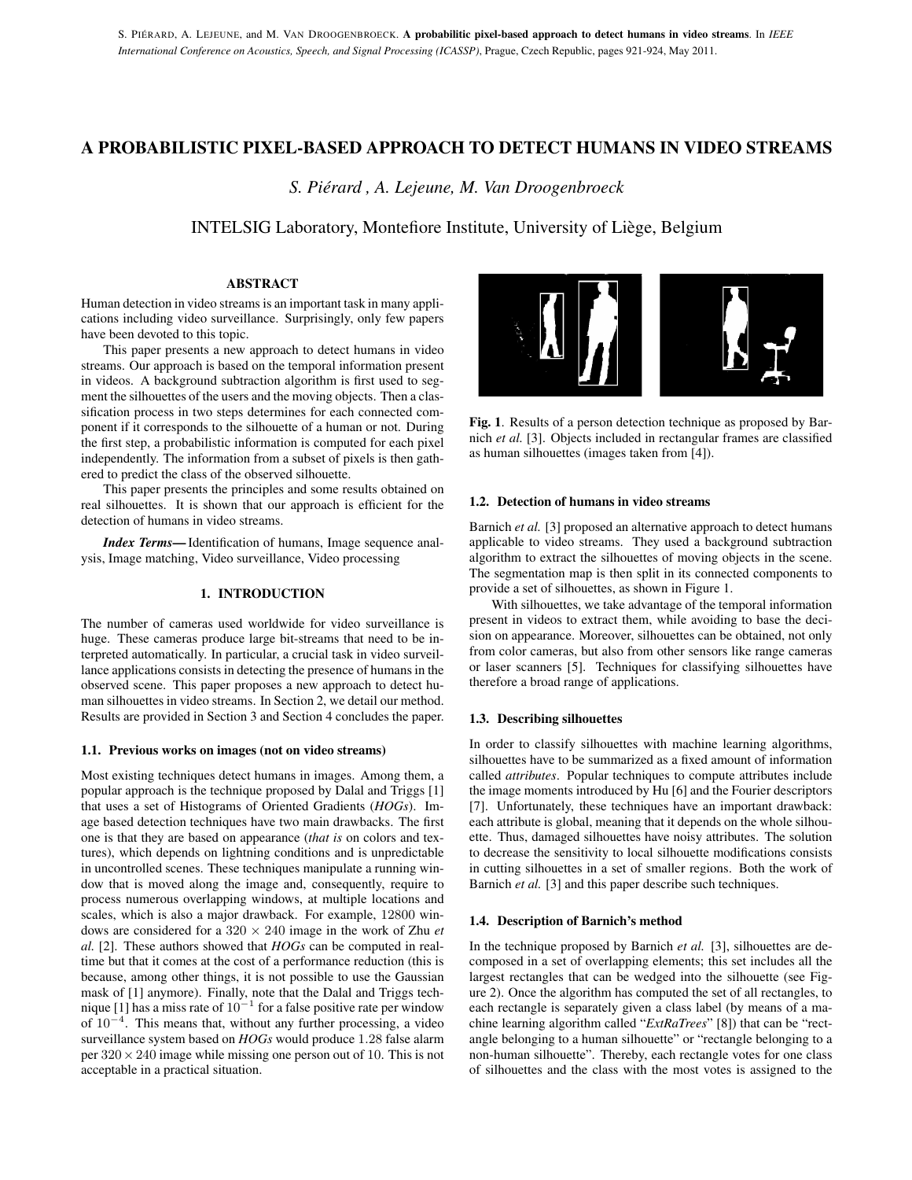S. PIÉRARD, A. LEJEUNE, and M. VAN DROOGENBROECK. **A probabilitic pixel-based approach to detect humans in video streams**. In *IEEE International Conference on Acoustics, Speech, and Signal Processing (ICASSP)*, Prague, Czech Republic, pages 921-924, May 2011.

# A PROBABILISTIC PIXEL-BASED APPROACH TO DETECT HUMANS IN VIDEO STREAMS

*S. Piérard , A. Lejeune, M. Van Droogenbroeck*

INTELSIG Laboratory, Montefiore Institute, University of Liège, Belgium

## ABSTRACT

Human detection in video streams is an important task in many applications including video surveillance. Surprisingly, only few papers have been devoted to this topic.

This paper presents a new approach to detect humans in video streams. Our approach is based on the temporal information present in videos. A background subtraction algorithm is first used to segment the silhouettes of the users and the moving objects. Then a classification process in two steps determines for each connected component if it corresponds to the silhouette of a human or not. During the first step, a probabilistic information is computed for each pixel independently. The information from a subset of pixels is then gathered to predict the class of the observed silhouette.

This paper presents the principles and some results obtained on real silhouettes. It is shown that our approach is efficient for the detection of humans in video streams.

***Index Terms***— Identification of humans, Image sequence analysis, Image matching, Video surveillance, Video processing

## 1. INTRODUCTION

The number of cameras used worldwide for video surveillance is huge. These cameras produce large bit-streams that need to be interpreted automatically. In particular, a crucial task in video surveillance applications consists in detecting the presence of humans in the observed scene. This paper proposes a new approach to detect human silhouettes in video streams. In Section 2, we detail our method. Results are provided in Section 3 and Section 4 concludes the paper.

### 1.1. Previous works on images (not on video streams)

Most existing techniques detect humans in images. Among them, a popular approach is the technique proposed by Dalal and Triggs [1] that uses a set of Histograms of Oriented Gradients (*HOGs*). Image based detection techniques have two main drawbacks. The first one is that they are based on appearance (*that is* on colors and textures), which depends on lightning conditions and is unpredictable in uncontrolled scenes. These techniques manipulate a running window that is moved along the image and, consequently, require to process numerous overlapping windows, at multiple locations and scales, which is also a major drawback. For example, 12800 windows are considered for a $320 \times 240$ image in the work of Zhu *et al.* [2]. These authors showed that *HOGs* can be computed in real-time but that it comes at the cost of a performance reduction (this is because, among other things, it is not possible to use the Gaussian mask of [1] anymore). Finally, note that the Dalal and Triggs technique [1] has a miss rate of $10^{-1}$ for a false positive rate per window of $10^{-4}$. This means that, without any further processing, a video surveillance system based on *HOGs* would produce 1.28 false alarm per $320 \times 240$ image while missing one person out of 10. This is not acceptable in a practical situation.

**Fig. 1**. Results of a person detection technique as proposed by Barnich *et al.* [3]. Objects included in rectangular frames are classified as human silhouettes (images taken from [4]).

### 1.2. Detection of humans in video streams

Barnich *et al.* [3] proposed an alternative approach to detect humans applicable to video streams. They used a background subtraction algorithm to extract the silhouettes of moving objects in the scene. The segmentation map is then split in its connected components to provide a set of silhouettes, as shown in Figure 1.

With silhouettes, we take advantage of the temporal information present in videos to extract them, while avoiding to base the decision on appearance. Moreover, silhouettes can be obtained, not only from color cameras, but also from other sensors like range cameras or laser scanners [5]. Techniques for classifying silhouettes have therefore a broad range of applications.

### 1.3. Describing silhouettes

In order to classify silhouettes with machine learning algorithms, silhouettes have to be summarized as a fixed amount of information called *attributes*. Popular techniques to compute attributes include the image moments introduced by Hu [6] and the Fourier descriptors [7]. Unfortunately, these techniques have an important drawback: each attribute is global, meaning that it depends on the whole silhouette. Thus, damaged silhouettes have noisy attributes. The solution to decrease the sensitivity to local silhouette modifications consists in cutting silhouettes in a set of smaller regions. Both the work of Barnich *et al.* [3] and this paper describe such techniques.

### 1.4. Description of Barnich's method

In the technique proposed by Barnich *et al.* [3], silhouettes are decomposed in a set of overlapping elements; this set includes all the largest rectangles that can be wedged into the silhouette (see Figure 2). Once the algorithm has computed the set of all rectangles, to each rectangle is separately given a class label (by means of a machine learning algorithm called "*ExtRaTrees*" [8]) that can be "rectangle belonging to a human silhouette" or "rectangle belonging to a non-human silhouette". Thereby, each rectangle votes for one class of silhouettes and the class with the most votes is assigned to the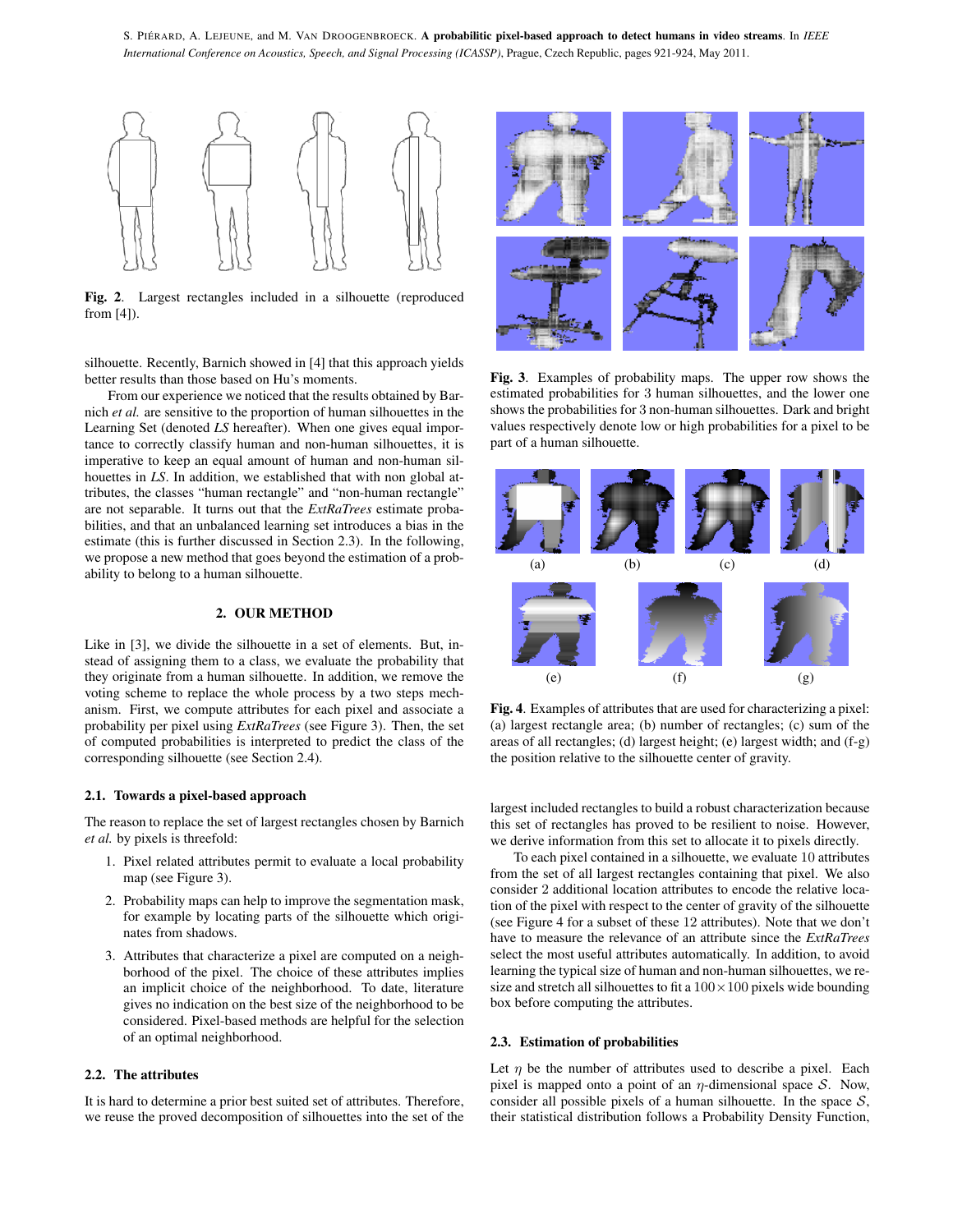**Fig. 2**. Largest rectangles included in a silhouette (reproduced from [4]).

silhouette. Recently, Barnich showed in [4] that this approach yields better results than those based on Hu's moments.

From our experience we noticed that the results obtained by Barnich *et al.* are sensitive to the proportion of human silhouettes in the Learning Set (denoted *LS* hereafter). When one gives equal importance to correctly classify human and non-human silhouettes, it is imperative to keep an equal amount of human and non-human silhouettes in *LS*. In addition, we established that with non global attributes, the classes "human rectangle" and "non-human rectangle" are not separable. It turns out that the *ExtRaTrees* estimate probabilities, and that an unbalanced learning set introduces a bias in the estimate (this is further discussed in Section 2.3). In the following, we propose a new method that goes beyond the estimation of a probability to belong to a human silhouette.

## 2. OUR METHOD

Like in [3], we divide the silhouette in a set of elements. But, instead of assigning them to a class, we evaluate the probability that they originate from a human silhouette. In addition, we remove the voting scheme to replace the whole process by a two steps mechanism. First, we compute attributes for each pixel and associate a probability per pixel using *ExtRaTrees* (see Figure 3). Then, the set of computed probabilities is interpreted to predict the class of the corresponding silhouette (see Section 2.4).

### 2.1. Towards a pixel-based approach

The reason to replace the set of largest rectangles chosen by Barnich *et al.* by pixels is threefold:

1. Pixel related attributes permit to evaluate a local probability map (see Figure 3).
2. Probability maps can help to improve the segmentation mask, for example by locating parts of the silhouette which originates from shadows.
3. Attributes that characterize a pixel are computed on a neighborhood of the pixel. The choice of these attributes implies an implicit choice of the neighborhood. To date, literature gives no indication on the best size of the neighborhood to be considered. Pixel-based methods are helpful for the selection of an optimal neighborhood.

### 2.2. The attributes

It is hard to determine a prior best suited set of attributes. Therefore, we reuse the proved decomposition of silhouettes into the set of the largest included rectangles to build a robust characterization because this set of rectangles has proved to be resilient to noise. However, we derive information from this set to allocate it to pixels directly.

To each pixel contained in a silhouette, we evaluate 10 attributes from the set of all largest rectangles containing that pixel. We also consider 2 additional location attributes to encode the relative location of the pixel with respect to the center of gravity of the silhouette (see Figure 4 for a subset of these 12 attributes). Note that we don't have to measure the relevance of an attribute since the *ExtRaTrees* select the most useful attributes automatically. In addition, to avoid learning the typical size of human and non-human silhouettes, we resize and stretch all silhouettes to fit a $100 \times 100$ pixels wide bounding box before computing the attributes.

**Fig. 3**. Examples of probability maps. The upper row shows the estimated probabilities for 3 human silhouettes, and the lower one shows the probabilities for 3 non-human silhouettes. Dark and bright values respectively denote low or high probabilities for a pixel to be part of a human silhouette.

**Fig. 4**. Examples of attributes that are used for characterizing a pixel: (a) largest rectangle area; (b) number of rectangles; (c) sum of the areas of all rectangles; (d) largest height; (e) largest width; and (f-g) the position relative to the silhouette center of gravity.

### 2.3. Estimation of probabilities

Let $\eta$ be the number of attributes used to describe a pixel. Each pixel is mapped onto a point of an $\eta$-dimensional space $\mathcal{S}$. Now, consider all possible pixels of a human silhouette. In the space $\mathcal{S}$, their statistical distribution follows a Probability Density Function,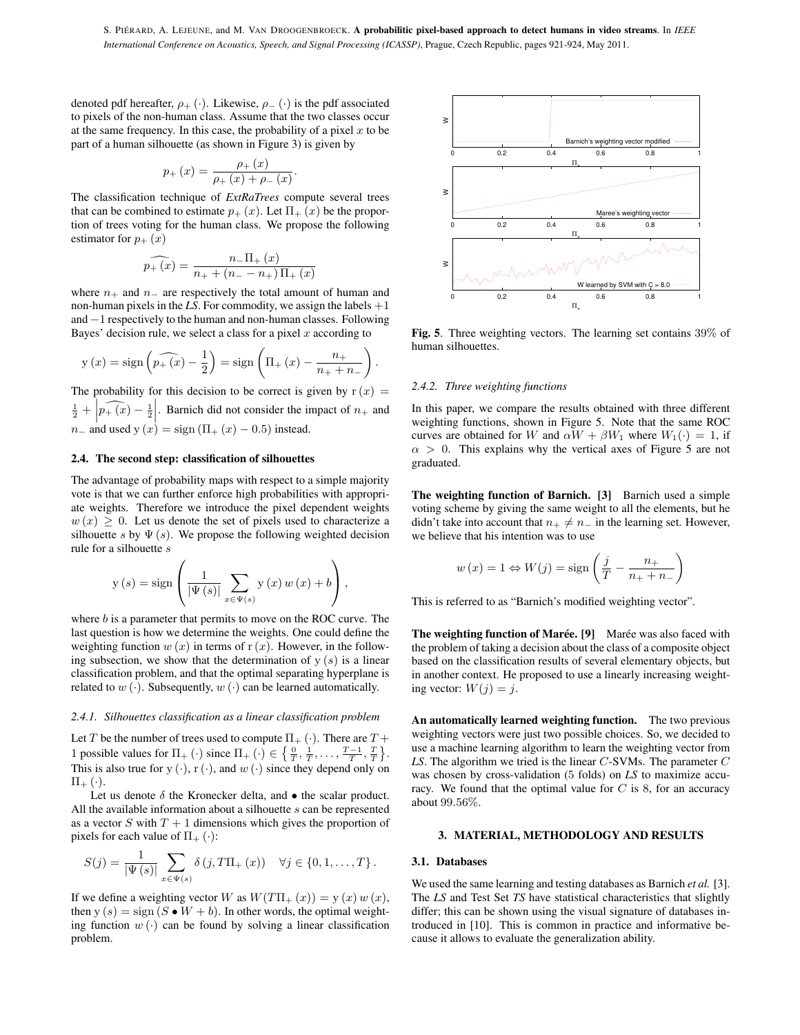denoted pdf hereafter, $\rho_+(\cdot)$. Likewise, $\rho_-(\cdot)$ is the pdf associated to pixels of the non-human class. Assume that the two classes occur at the same frequency. In this case, the probability of a pixel $x$ to be part of a human silhouette (as shown in Figure 3) is given by

$$p_+(x) = \frac{\rho_+(x)}{\rho_+(x) + \rho_-(x)}.$$

The classification technique of ***ExtRaTrees*** compute several trees that can be combined to estimate $p_+(x)$. Let $\Pi_+(x)$ be the proportion of trees voting for the human class. We propose the following estimator for $p_+(x)$

$$\widehat{p_+(x)} = \frac{n_- \Pi_+(x)}{n_+ + (n_- - n_+)\,\Pi_+(x)}$$

where $n_+$ and $n_-$ are respectively the total amount of human and non-human pixels in the *LS*. For commodity, we assign the labels $+1$ and $-1$ respectively to the human and non-human classes. Following Bayes' decision rule, we select a class for a pixel $x$ according to

$$\mathrm{y}(x) = \mathrm{sign}\left(\widehat{p_+(x)} - \frac{1}{2}\right) = \mathrm{sign}\left(\Pi_+(x) - \frac{n_+}{n_+ + n_-}\right).$$

The probability for this decision to be correct is given by $\mathrm{r}(x) = \frac{1}{2} + \left|\widehat{p_+(x)} - \frac{1}{2}\right|$. Barnich did not consider the impact of $n_+$ and $n_-$ and used $\mathrm{y}(x) = \mathrm{sign}(\Pi_+(x) - 0.5)$ instead.

## 2.4. The second step: classification of silhouettes

The advantage of probability maps with respect to a simple majority vote is that we can further enforce high probabilities with appropriate weights. Therefore we introduce the pixel dependent weights $w(x) \geq 0$. Let us denote the set of pixels used to characterize a silhouette $s$ by $\Psi(s)$. We propose the following weighted decision rule for a silhouette $s$

$$\mathrm{y}(s) = \mathrm{sign}\left(\frac{1}{|\Psi(s)|} \sum_{x \in \Psi(s)} \mathrm{y}(x)\, w(x) + b\right),$$

where $b$ is a parameter that permits to move on the ROC curve. The last question is how we determine the weights. One could define the weighting function $w(x)$ in terms of $\mathrm{r}(x)$. However, in the following subsection, we show that the determination of $\mathrm{y}(s)$ is a linear classification problem, and that the optimal separating hyperplane is related to $w(\cdot)$. Subsequently, $w(\cdot)$ can be learned automatically.

### 2.4.1. Silhouettes classification as a linear classification problem

Let $T$ be the number of trees used to compute $\Pi_+(\cdot)$. There are $T+1$ possible values for $\Pi_+(\cdot)$ since $\Pi_+(\cdot) \in \left\{\frac{0}{T}, \frac{1}{T}, \ldots, \frac{T-1}{T}, \frac{T}{T}\right\}$. This is also true for $\mathrm{y}(\cdot)$, $\mathrm{r}(\cdot)$, and $w(\cdot)$ since they depend only on $\Pi_+(\cdot)$.

Let us denote $\delta$ the Kronecker delta, and $\bullet$ the scalar product. All the available information about a silhouette $s$ can be represented as a vector $S$ with $T+1$ dimensions which gives the proportion of pixels for each value of $\Pi_+(\cdot)$:

$$S(j) = \frac{1}{|\Psi(s)|} \sum_{x \in \Psi(s)} \delta(j, T\Pi_+(x)) \quad \forall j \in \{0, 1, \ldots, T\}.$$

If we define a weighting vector $W$ as $W(T\Pi_+(x)) = \mathrm{y}(x)\, w(x)$, then $\mathrm{y}(s) = \mathrm{sign}(S \bullet W + b)$. In other words, the optimal weighting function $w(\cdot)$ can be found by solving a linear classification problem.

**Fig. 5**. Three weighting vectors. The learning set contains 39% of human silhouettes.

### 2.4.2. Three weighting functions

In this paper, we compare the results obtained with three different weighting functions, shown in Figure 5. Note that the same ROC curves are obtained for $W$ and $\alpha W + \beta W_1$ where $W_1(\cdot) = 1$, if $\alpha > 0$. This explains why the vertical axes of Figure 5 are not graduated.

**The weighting function of Barnich. [3]** Barnich used a simple voting scheme by giving the same weight to all the elements, but he didn't take into account that $n_+ \neq n_-$ in the learning set. However, we believe that his intention was to use

$$w(x) = 1 \Leftrightarrow W(j) = \mathrm{sign}\left(\frac{j}{T} - \frac{n_+}{n_+ + n_-}\right)$$

This is referred to as "Barnich's modified weighting vector".

**The weighting function of Marée. [9]** Marée was also faced with the problem of taking a decision about the class of a composite object based on the classification results of several elementary objects, but in another context. He proposed to use a linearly increasing weighting vector: $W(j) = j$.

**An automatically learned weighting function.** The two previous weighting vectors were just two possible choices. So, we decided to use a machine learning algorithm to learn the weighting vector from *LS*. The algorithm we tried is the linear $C$-SVMs. The parameter $C$ was chosen by cross-validation (5 folds) on *LS* to maximize accuracy. We found that the optimal value for $C$ is 8, for an accuracy about 99.56%.

## 3. MATERIAL, METHODOLOGY AND RESULTS

### 3.1. Databases

We used the same learning and testing databases as Barnich *et al.* [3]. The *LS* and Test Set *TS* have statistical characteristics that slightly differ; this can be shown using the visual signature of databases introduced in [10]. This is common in practice and informative because it allows to evaluate the generalization ability.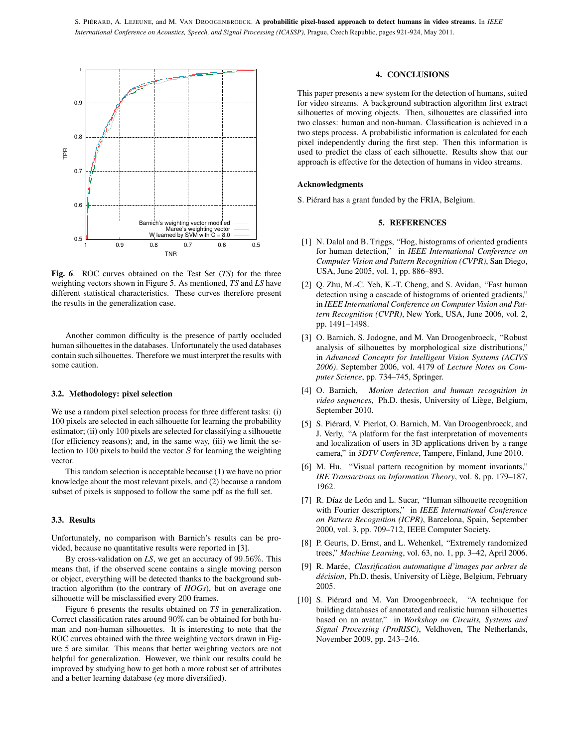1

0.9

0.8

TPR

0.7

0.6

0.5

1 0.9 0.8 0.7 0.6 0.5

TNR

Barnich's weighting vector modified

Maree's weighting vector

W learned by SVM with C = 8.0

**Fig. 6**. ROC curves obtained on the Test Set (*TS*) for the three weighting vectors shown in Figure 5. As mentioned, *TS* and *LS* have different statistical characteristics. These curves therefore present the results in the generalization case.

Another common difficulty is the presence of partly occluded human silhouettes in the databases. Unfortunately the used databases contain such silhouettes. Therefore we must interpret the results with some caution.

### 3.2. Methodology: pixel selection

We use a random pixel selection process for three different tasks: (i) 100 pixels are selected in each silhouette for learning the probability estimator; (ii) only 100 pixels are selected for classifying a silhouette (for efficiency reasons); and, in the same way, (iii) we limit the selection to 100 pixels to build the vector $S$ for learning the weighting vector.

This random selection is acceptable because (1) we have no prior knowledge about the most relevant pixels, and (2) because a random subset of pixels is supposed to follow the same pdf as the full set.

### 3.3. Results

Unfortunately, no comparison with Barnich's results can be provided, because no quantitative results were reported in [3].

By cross-validation on *LS*, we get an accuracy of $99.56\%$. This means that, if the observed scene contains a single moving person or object, everything will be detected thanks to the background subtraction algorithm (to the contrary of *HOGs*), but on average one silhouette will be misclassified every 200 frames.

Figure 6 presents the results obtained on *TS* in generalization. Correct classification rates around $90\%$ can be obtained for both human and non-human silhouettes. It is interesting to note that the ROC curves obtained with the three weighting vectors drawn in Figure 5 are similar. This means that better weighting vectors are not helpful for generalization. However, we think our results could be improved by studying how to get both a more robust set of attributes and a better learning database (*eg* more diversified).

## 4. CONCLUSIONS

This paper presents a new system for the detection of humans, suited for video streams. A background subtraction algorithm first extract silhouettes of moving objects. Then, silhouettes are classified into two classes: human and non-human. Classification is achieved in a two steps process. A probabilistic information is calculated for each pixel independently during the first step. Then this information is used to predict the class of each silhouette. Results show that our approach is effective for the detection of humans in video streams.

### Acknowledgments

S. Piérard has a grant funded by the FRIA, Belgium.

## 5. REFERENCES

[1] N. Dalal and B. Triggs, "Hog, histograms of oriented gradients for human detection," in *IEEE International Conference on Computer Vision and Pattern Recognition (CVPR)*, San Diego, USA, June 2005, vol. 1, pp. 886–893.

[2] Q. Zhu, M.-C. Yeh, K.-T. Cheng, and S. Avidan, "Fast human detection using a cascade of histograms of oriented gradients," in *IEEE International Conference on Computer Vision and Pattern Recognition (CVPR)*, New York, USA, June 2006, vol. 2, pp. 1491–1498.

[3] O. Barnich, S. Jodogne, and M. Van Droogenbroeck, "Robust analysis of silhouettes by morphological size distributions," in *Advanced Concepts for Intelligent Vision Systems (ACIVS 2006)*. September 2006, vol. 4179 of *Lecture Notes on Computer Science*, pp. 734–745, Springer.

[4] O. Barnich, *Motion detection and human recognition in video sequences*, Ph.D. thesis, University of Liège, Belgium, September 2010.

[5] S. Piérard, V. Pierlot, O. Barnich, M. Van Droogenbroeck, and J. Verly, "A platform for the fast interpretation of movements and localization of users in 3D applications driven by a range camera," in *3DTV Conference*, Tampere, Finland, June 2010.

[6] M. Hu, "Visual pattern recognition by moment invariants," *IRE Transactions on Information Theory*, vol. 8, pp. 179–187, 1962.

[7] R. Díaz de León and L. Sucar, "Human silhouette recognition with Fourier descriptors," in *IEEE International Conference on Pattern Recognition (ICPR)*, Barcelona, Spain, September 2000, vol. 3, pp. 709–712, IEEE Computer Society.

[8] P. Geurts, D. Ernst, and L. Wehenkel, "Extremely randomized trees," *Machine Learning*, vol. 63, no. 1, pp. 3–42, April 2006.

[9] R. Marée, *Classification automatique d'images par arbres de décision*, Ph.D. thesis, University of Liège, Belgium, February 2005.

[10] S. Piérard and M. Van Droogenbroeck, "A technique for building databases of annotated and realistic human silhouettes based on an avatar," in *Workshop on Circuits, Systems and Signal Processing (ProRISC)*, Veldhoven, The Netherlands, November 2009, pp. 243–246.